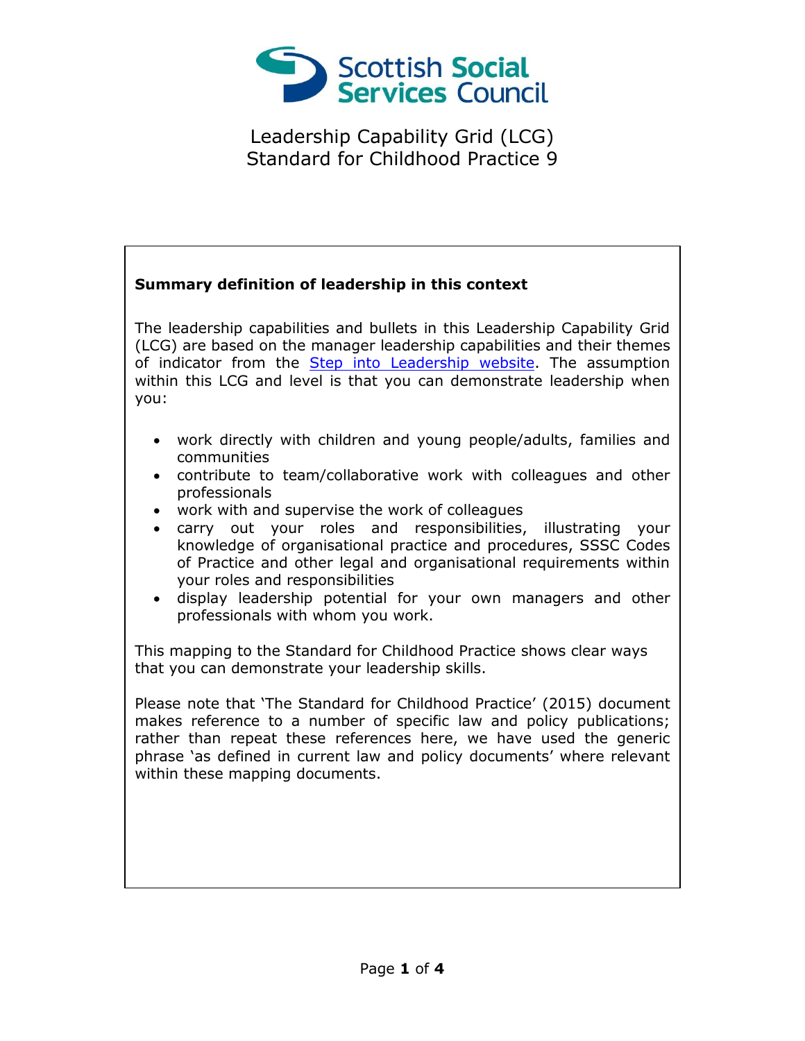Scottish Social Services Council

# Leadership Capability Grid (LCG)
# Standard for Childhood Practice 9

**Summary definition of leadership in this context**

The leadership capabilities and bullets in this Leadership Capability Grid (LCG) are based on the manager leadership capabilities and their themes of indicator from the [Step into Leadership website](). The assumption within this LCG and level is that you can demonstrate leadership when you:

- work directly with children and young people/adults, families and communities
- contribute to team/collaborative work with colleagues and other professionals
- work with and supervise the work of colleagues
- carry out your roles and responsibilities, illustrating your knowledge of organisational practice and procedures, SSSC Codes of Practice and other legal and organisational requirements within your roles and responsibilities
- display leadership potential for your own managers and other professionals with whom you work.

This mapping to the Standard for Childhood Practice shows clear ways that you can demonstrate your leadership skills.

Please note that 'The Standard for Childhood Practice' (2015) document makes reference to a number of specific law and policy publications; rather than repeat these references here, we have used the generic phrase 'as defined in current law and policy documents' where relevant within these mapping documents.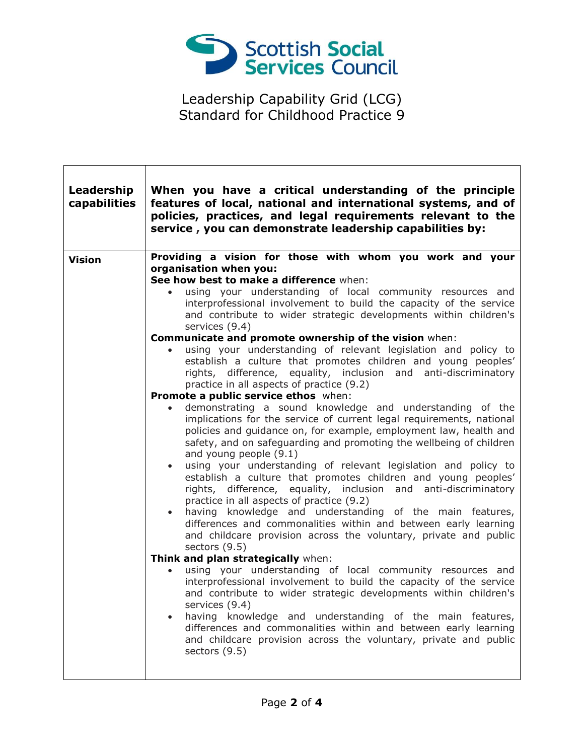Scottish Social Services Council

Leadership Capability Grid (LCG)
Standard for Childhood Practice 9

| **Leadership capabilities** | **When you have a critical understanding of the principle features of local, national and international systems, and of policies, practices, and legal requirements relevant to the service , you can demonstrate leadership capabilities by:** |
|---|---|
| **Vision** | **Providing a vision for those with whom you work and your organisation when you:**<br>**See how best to make a difference** when:<br>• using your understanding of local community resources and interprofessional involvement to build the capacity of the service and contribute to wider strategic developments within children's services (9.4)<br>**Communicate and promote ownership of the vision** when:<br>• using your understanding of relevant legislation and policy to establish a culture that promotes children and young peoples' rights, difference, equality, inclusion and anti-discriminatory practice in all aspects of practice (9.2)<br>**Promote a public service ethos** when:<br>• demonstrating a sound knowledge and understanding of the implications for the service of current legal requirements, national policies and guidance on, for example, employment law, health and safety, and on safeguarding and promoting the wellbeing of children and young people (9.1)<br>• using your understanding of relevant legislation and policy to establish a culture that promotes children and young peoples' rights, difference, equality, inclusion and anti-discriminatory practice in all aspects of practice (9.2)<br>• having knowledge and understanding of the main features, differences and commonalities within and between early learning and childcare provision across the voluntary, private and public sectors (9.5)<br>**Think and plan strategically** when:<br>• using your understanding of local community resources and interprofessional involvement to build the capacity of the service and contribute to wider strategic developments within children's services (9.4)<br>• having knowledge and understanding of the main features, differences and commonalities within and between early learning and childcare provision across the voluntary, private and public sectors (9.5) |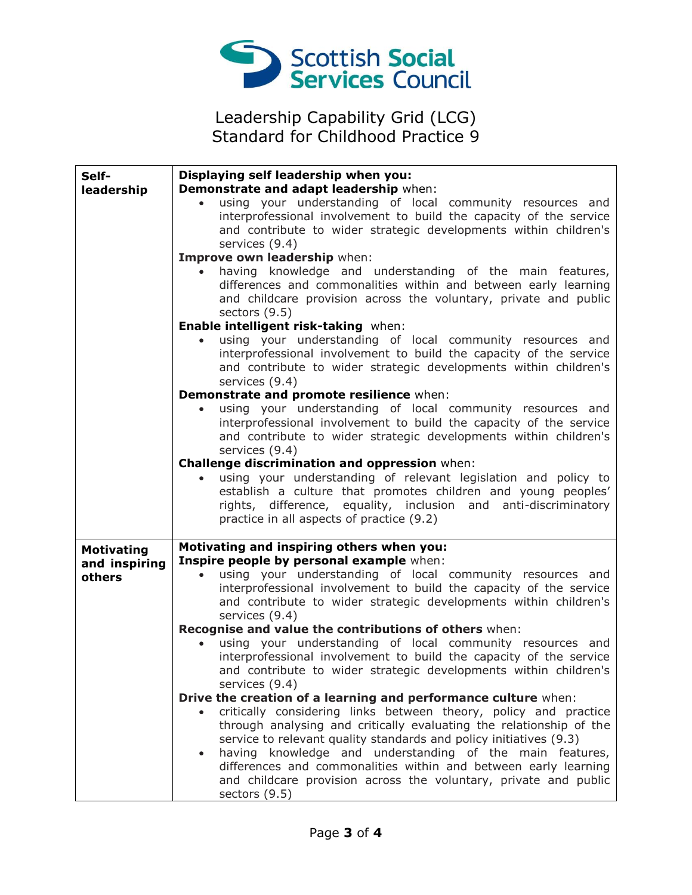Scottish Social Services Council

Leadership Capability Grid (LCG)
Standard for Childhood Practice 9

| | |
|---|---|
| **Self-leadership** | **Displaying self leadership when you:**<br>**Demonstrate and adapt leadership** when:<br>• using your understanding of local community resources and interprofessional involvement to build the capacity of the service and contribute to wider strategic developments within children's services (9.4)<br>**Improve own leadership** when:<br>• having knowledge and understanding of the main features, differences and commonalities within and between early learning and childcare provision across the voluntary, private and public sectors (9.5)<br>**Enable intelligent risk-taking** when:<br>• using your understanding of local community resources and interprofessional involvement to build the capacity of the service and contribute to wider strategic developments within children's services (9.4)<br>**Demonstrate and promote resilience** when:<br>• using your understanding of local community resources and interprofessional involvement to build the capacity of the service and contribute to wider strategic developments within children's services (9.4)<br>**Challenge discrimination and oppression** when:<br>• using your understanding of relevant legislation and policy to establish a culture that promotes children and young peoples' rights, difference, equality, inclusion and anti-discriminatory practice in all aspects of practice (9.2) |
| **Motivating and inspiring others** | **Motivating and inspiring others when you:**<br>**Inspire people by personal example** when:<br>• using your understanding of local community resources and interprofessional involvement to build the capacity of the service and contribute to wider strategic developments within children's services (9.4)<br>**Recognise and value the contributions of others** when:<br>• using your understanding of local community resources and interprofessional involvement to build the capacity of the service and contribute to wider strategic developments within children's services (9.4)<br>**Drive the creation of a learning and performance culture** when:<br>• critically considering links between theory, policy and practice through analysing and critically evaluating the relationship of the service to relevant quality standards and policy initiatives (9.3)<br>• having knowledge and understanding of the main features, differences and commonalities within and between early learning and childcare provision across the voluntary, private and public sectors (9.5) |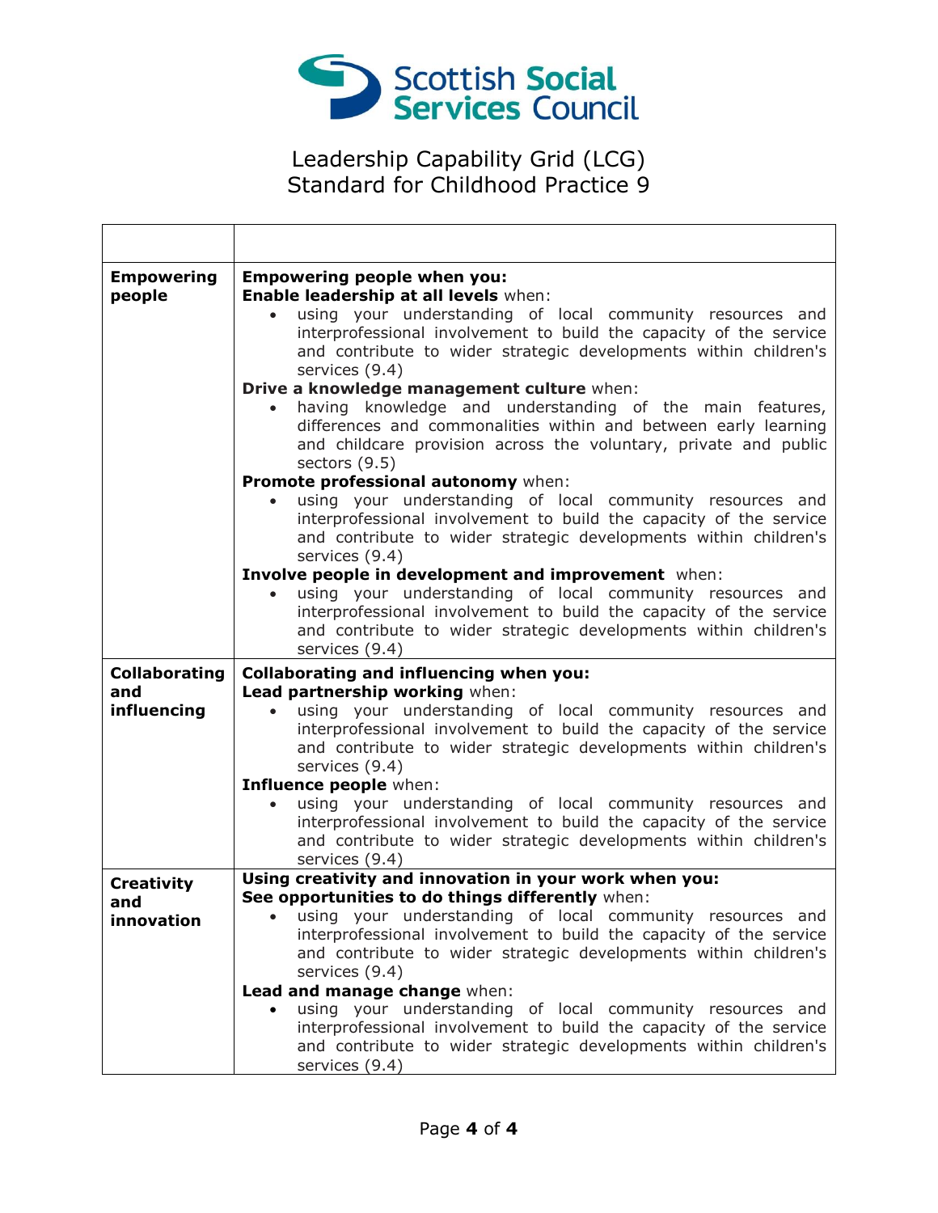Leadership Capability Grid (LCG)
Standard for Childhood Practice 9

| | |
|---|---|
| **Empowering people** | **Empowering people when you:**<br>**Enable leadership at all levels** when:<br>• using your understanding of local community resources and interprofessional involvement to build the capacity of the service and contribute to wider strategic developments within children's services (9.4)<br>**Drive a knowledge management culture** when:<br>• having knowledge and understanding of the main features, differences and commonalities within and between early learning and childcare provision across the voluntary, private and public sectors (9.5)<br>**Promote professional autonomy** when:<br>• using your understanding of local community resources and interprofessional involvement to build the capacity of the service and contribute to wider strategic developments within children's services (9.4)<br>**Involve people in development and improvement** when:<br>• using your understanding of local community resources and interprofessional involvement to build the capacity of the service and contribute to wider strategic developments within children's services (9.4) |
| **Collaborating and influencing** | **Collaborating and influencing when you:**<br>**Lead partnership working** when:<br>• using your understanding of local community resources and interprofessional involvement to build the capacity of the service and contribute to wider strategic developments within children's services (9.4)<br>**Influence people** when:<br>• using your understanding of local community resources and interprofessional involvement to build the capacity of the service and contribute to wider strategic developments within children's services (9.4) |
| **Creativity and innovation** | **Using creativity and innovation in your work when you:**<br>**See opportunities to do things differently** when:<br>• using your understanding of local community resources and interprofessional involvement to build the capacity of the service and contribute to wider strategic developments within children's services (9.4)<br>**Lead and manage change** when:<br>• using your understanding of local community resources and interprofessional involvement to build the capacity of the service and contribute to wider strategic developments within children's services (9.4) |